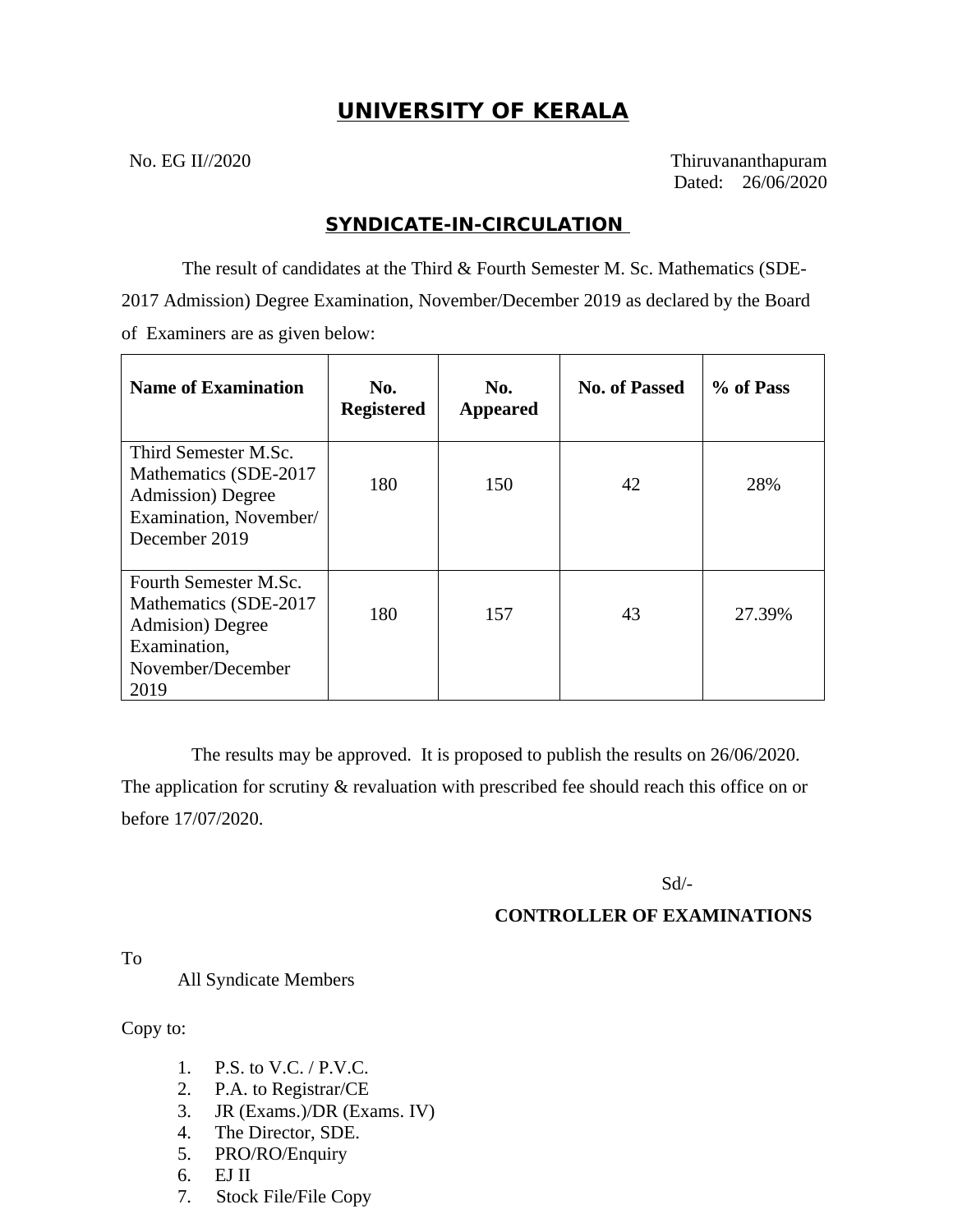# UNIVERSITY OF KERALA

No. EG II//2020

Thiruvananthapuram
Dated: 26/06/2020

## SYNDICATE-IN-CIRCULATION

The result of candidates at the Third & Fourth Semester M. Sc. Mathematics (SDE-2017 Admission) Degree Examination, November/December 2019 as declared by the Board of Examiners are as given below:

| Name of Examination | No. Registered | No. Appeared | No. of Passed | % of Pass |
|---|---|---|---|---|
| Third Semester M.Sc. Mathematics (SDE-2017 Admission) Degree Examination, November/ December 2019 | 180 | 150 | 42 | 28% |
| Fourth Semester M.Sc. Mathematics (SDE-2017 Admision) Degree Examination, November/December 2019 | 180 | 157 | 43 | 27.39% |

The results may be approved. It is proposed to publish the results on 26/06/2020. The application for scrutiny & revaluation with prescribed fee should reach this office on or before 17/07/2020.

Sd/-

**CONTROLLER OF EXAMINATIONS**

To

All Syndicate Members

Copy to:

1. P.S. to V.C. / P.V.C.
2. P.A. to Registrar/CE
3. JR (Exams.)/DR (Exams. IV)
4. The Director, SDE.
5. PRO/RO/Enquiry
6. EJ II
7. Stock File/File Copy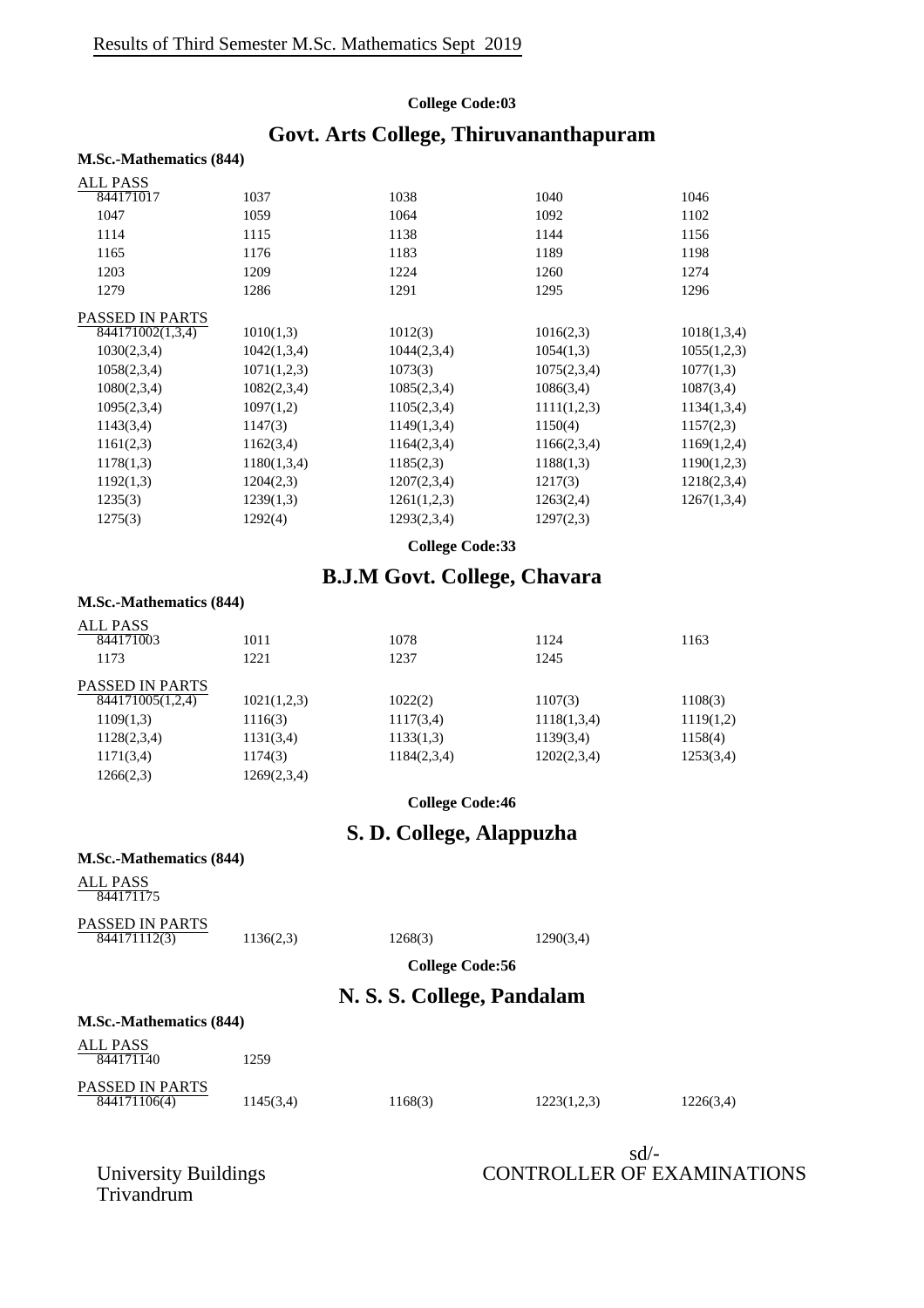Results of Third Semester M.Sc. Mathematics Sept 2019

**College Code:03**

## Govt. Arts College, Thiruvananthapuram

**M.Sc.-Mathematics (844)**

ALL PASS

| | | | | |
|---|---|---|---|---|
| 844171017 | 1037 | 1038 | 1040 | 1046 |
| 1047 | 1059 | 1064 | 1092 | 1102 |
| 1114 | 1115 | 1138 | 1144 | 1156 |
| 1165 | 1176 | 1183 | 1189 | 1198 |
| 1203 | 1209 | 1224 | 1260 | 1274 |
| 1279 | 1286 | 1291 | 1295 | 1296 |

PASSED IN PARTS

| | | | | |
|---|---|---|---|---|
| 844171002(1,3,4) | 1010(1,3) | 1012(3) | 1016(2,3) | 1018(1,3,4) |
| 1030(2,3,4) | 1042(1,3,4) | 1044(2,3,4) | 1054(1,3) | 1055(1,2,3) |
| 1058(2,3,4) | 1071(1,2,3) | 1073(3) | 1075(2,3,4) | 1077(1,3) |
| 1080(2,3,4) | 1082(2,3,4) | 1085(2,3,4) | 1086(3,4) | 1087(3,4) |
| 1095(2,3,4) | 1097(1,2) | 1105(2,3,4) | 1111(1,2,3) | 1134(1,3,4) |
| 1143(3,4) | 1147(3) | 1149(1,3,4) | 1150(4) | 1157(2,3) |
| 1161(2,3) | 1162(3,4) | 1164(2,3,4) | 1166(2,3,4) | 1169(1,2,4) |
| 1178(1,3) | 1180(1,3,4) | 1185(2,3) | 1188(1,3) | 1190(1,2,3) |
| 1192(1,3) | 1204(2,3) | 1207(2,3,4) | 1217(3) | 1218(2,3,4) |
| 1235(3) | 1239(1,3) | 1261(1,2,3) | 1263(2,4) | 1267(1,3,4) |
| 1275(3) | 1292(4) | 1293(2,3,4) | 1297(2,3) | |

**College Code:33**

## B.J.M Govt. College, Chavara

**M.Sc.-Mathematics (844)**

ALL PASS

| | | | | |
|---|---|---|---|---|
| 844171003 | 1011 | 1078 | 1124 | 1163 |
| 1173 | 1221 | 1237 | 1245 | |

PASSED IN PARTS

| | | | | |
|---|---|---|---|---|
| 844171005(1,2,4) | 1021(1,2,3) | 1022(2) | 1107(3) | 1108(3) |
| 1109(1,3) | 1116(3) | 1117(3,4) | 1118(1,3,4) | 1119(1,2) |
| 1128(2,3,4) | 1131(3,4) | 1133(1,3) | 1139(3,4) | 1158(4) |
| 1171(3,4) | 1174(3) | 1184(2,3,4) | 1202(2,3,4) | 1253(3,4) |
| 1266(2,3) | 1269(2,3,4) | | | |

**College Code:46**

## S. D. College, Alappuzha

**M.Sc.-Mathematics (844)**

ALL PASS

844171175

PASSED IN PARTS

| | | | |
|---|---|---|---|
| 844171112(3) | 1136(2,3) | 1268(3) | 1290(3,4) |

**College Code:56**

## N. S. S. College, Pandalam

**M.Sc.-Mathematics (844)**

ALL PASS

| | |
|---|---|
| 844171140 | 1259 |

PASSED IN PARTS

| | | | | |
|---|---|---|---|---|
| 844171106(4) | 1145(3,4) | 1168(3) | 1223(1,2,3) | 1226(3,4) |

University Buildings
Trivandrum

sd/-
CONTROLLER OF EXAMINATIONS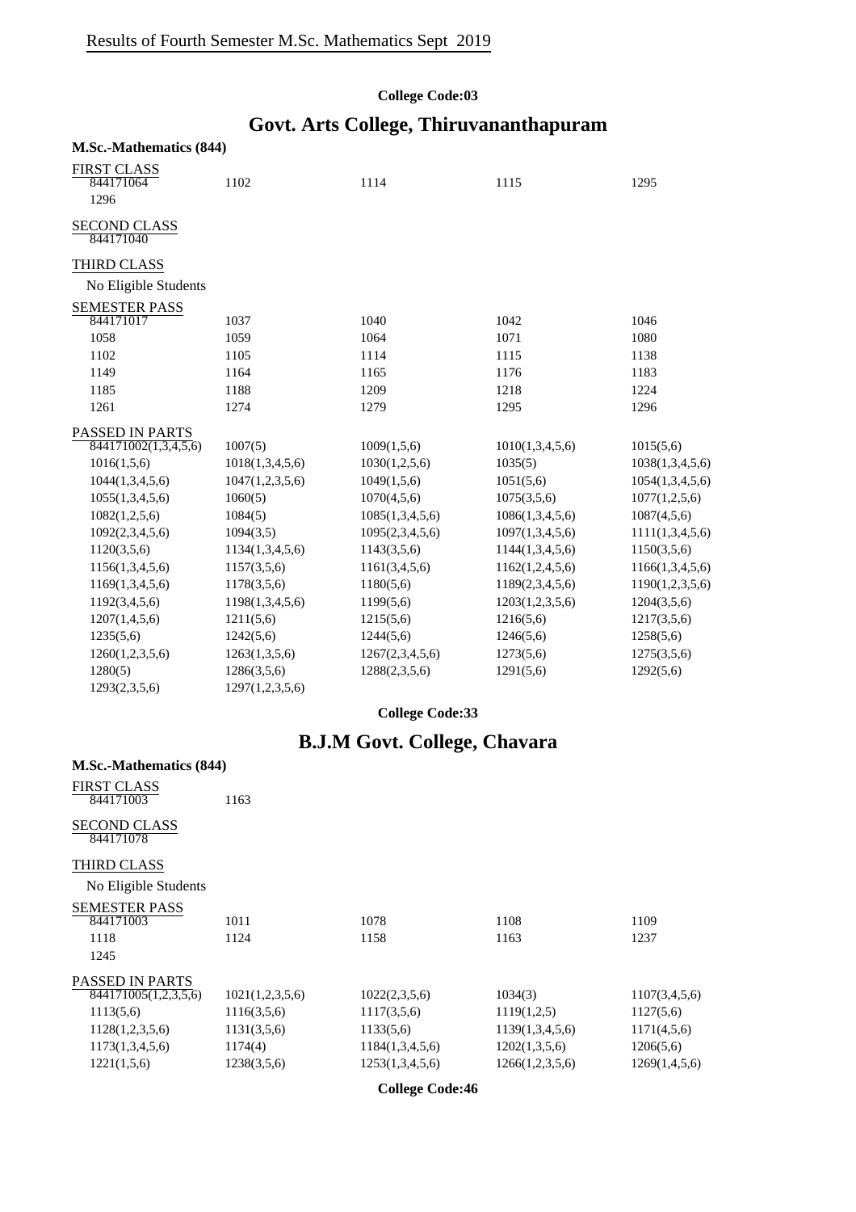Results of Fourth Semester M.Sc. Mathematics Sept 2019

**College Code:03**

## Govt. Arts College, Thiruvananthapuram

**M.Sc.-Mathematics (844)**

FIRST CLASS

| | | | | |
|---|---|---|---|---|
| 844171064 | 1102 | 1114 | 1115 | 1295 |
| 1296 | | | | |

SECOND CLASS

844171040

THIRD CLASS

No Eligible Students

SEMESTER PASS

| | | | | |
|---|---|---|---|---|
| 844171017 | 1037 | 1040 | 1042 | 1046 |
| 1058 | 1059 | 1064 | 1071 | 1080 |
| 1102 | 1105 | 1114 | 1115 | 1138 |
| 1149 | 1164 | 1165 | 1176 | 1183 |
| 1185 | 1188 | 1209 | 1218 | 1224 |
| 1261 | 1274 | 1279 | 1295 | 1296 |

PASSED IN PARTS

| | | | | |
|---|---|---|---|---|
| 844171002(1,3,4,5,6) | 1007(5) | 1009(1,5,6) | 1010(1,3,4,5,6) | 1015(5,6) |
| 1016(1,5,6) | 1018(1,3,4,5,6) | 1030(1,2,5,6) | 1035(5) | 1038(1,3,4,5,6) |
| 1044(1,3,4,5,6) | 1047(1,2,3,5,6) | 1049(1,5,6) | 1051(5,6) | 1054(1,3,4,5,6) |
| 1055(1,3,4,5,6) | 1060(5) | 1070(4,5,6) | 1075(3,5,6) | 1077(1,2,5,6) |
| 1082(1,2,5,6) | 1084(5) | 1085(1,3,4,5,6) | 1086(1,3,4,5,6) | 1087(4,5,6) |
| 1092(2,3,4,5,6) | 1094(3,5) | 1095(2,3,4,5,6) | 1097(1,3,4,5,6) | 1111(1,3,4,5,6) |
| 1120(3,5,6) | 1134(1,3,4,5,6) | 1143(3,5,6) | 1144(1,3,4,5,6) | 1150(3,5,6) |
| 1156(1,3,4,5,6) | 1157(3,5,6) | 1161(3,4,5,6) | 1162(1,2,4,5,6) | 1166(1,3,4,5,6) |
| 1169(1,3,4,5,6) | 1178(3,5,6) | 1180(5,6) | 1189(2,3,4,5,6) | 1190(1,2,3,5,6) |
| 1192(3,4,5,6) | 1198(1,3,4,5,6) | 1199(5,6) | 1203(1,2,3,5,6) | 1204(3,5,6) |
| 1207(1,4,5,6) | 1211(5,6) | 1215(5,6) | 1216(5,6) | 1217(3,5,6) |
| 1235(5,6) | 1242(5,6) | 1244(5,6) | 1246(5,6) | 1258(5,6) |
| 1260(1,2,3,5,6) | 1263(1,3,5,6) | 1267(2,3,4,5,6) | 1273(5,6) | 1275(3,5,6) |
| 1280(5) | 1286(3,5,6) | 1288(2,3,5,6) | 1291(5,6) | 1292(5,6) |
| 1293(2,3,5,6) | 1297(1,2,3,5,6) | | | |

**College Code:33**

## B.J.M Govt. College, Chavara

**M.Sc.-Mathematics (844)**

FIRST CLASS

| | |
|---|---|
| 844171003 | 1163 |

SECOND CLASS

844171078

THIRD CLASS

No Eligible Students

SEMESTER PASS

| | | | | |
|---|---|---|---|---|
| 844171003 | 1011 | 1078 | 1108 | 1109 |
| 1118 | 1124 | 1158 | 1163 | 1237 |
| 1245 | | | | |

PASSED IN PARTS

| | | | | |
|---|---|---|---|---|
| 844171005(1,2,3,5,6) | 1021(1,2,3,5,6) | 1022(2,3,5,6) | 1034(3) | 1107(3,4,5,6) |
| 1113(5,6) | 1116(3,5,6) | 1117(3,5,6) | 1119(1,2,5) | 1127(5,6) |
| 1128(1,2,3,5,6) | 1131(3,5,6) | 1133(5,6) | 1139(1,3,4,5,6) | 1171(4,5,6) |
| 1173(1,3,4,5,6) | 1174(4) | 1184(1,3,4,5,6) | 1202(1,3,5,6) | 1206(5,6) |
| 1221(1,5,6) | 1238(3,5,6) | 1253(1,3,4,5,6) | 1266(1,2,3,5,6) | 1269(1,4,5,6) |

**College Code:46**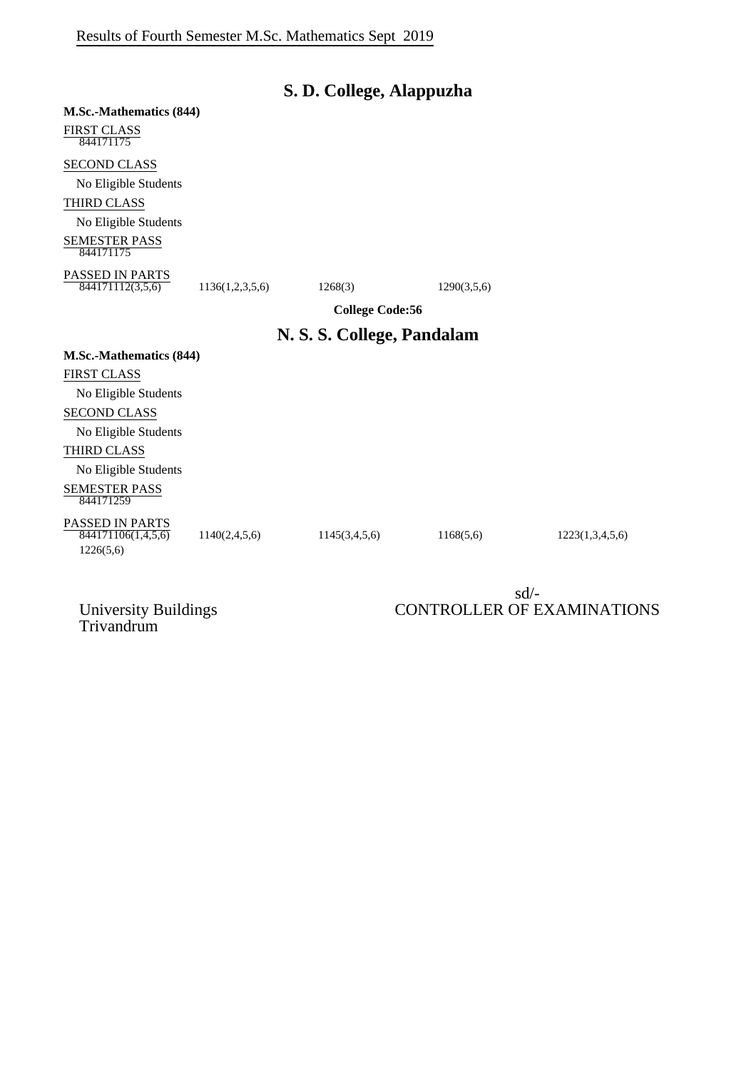Results of Fourth Semester M.Sc. Mathematics Sept 2019

## S. D. College, Alappuzha

**M.Sc.-Mathematics (844)**

FIRST CLASS

844171175

SECOND CLASS

No Eligible Students

THIRD CLASS

No Eligible Students

SEMESTER PASS

844171175

PASSED IN PARTS

844171112(3,5,6) 1136(1,2,3,5,6) 1268(3) 1290(3,5,6)

**College Code:56**

## N. S. S. College, Pandalam

**M.Sc.-Mathematics (844)**

FIRST CLASS

No Eligible Students

SECOND CLASS

No Eligible Students

THIRD CLASS

No Eligible Students

SEMESTER PASS

844171259

PASSED IN PARTS

844171106(1,4,5,6) 1140(2,4,5,6) 1145(3,4,5,6) 1168(5,6) 1223(1,3,4,5,6) 1226(5,6)

sd/-

University Buildings
Trivandrum

CONTROLLER OF EXAMINATIONS